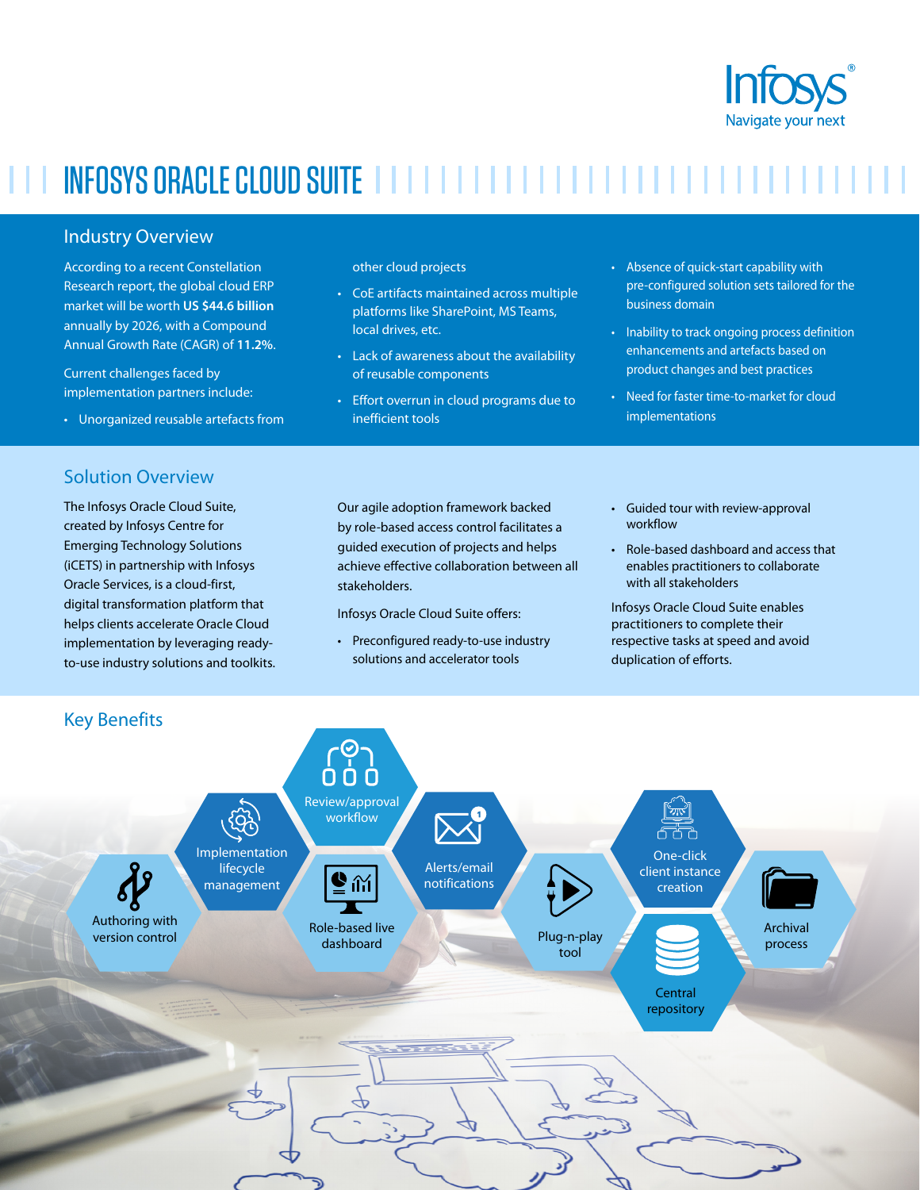# INFOSYS ORACLE CLOUD SUITE

## Industry Overview

According to a recent Constellation Research report, the global cloud ERP market will be worth **US $44.6 billion** annually by 2026, with a Compound Annual Growth Rate (CAGR) of **11.2%**.

Current challenges faced by implementation partners include:

- Unorganized reusable artefacts from other cloud projects
- CoE artifacts maintained across multiple platforms like SharePoint, MS Teams, local drives, etc.
- Lack of awareness about the availability of reusable components
- Effort overrun in cloud programs due to inefficient tools
- Absence of quick-start capability with pre-configured solution sets tailored for the business domain
- Inability to track ongoing process definition enhancements and artefacts based on product changes and best practices
- Need for faster time-to-market for cloud implementations

## Solution Overview

The Infosys Oracle Cloud Suite, created by Infosys Centre for Emerging Technology Solutions (iCETS) in partnership with Infosys Oracle Services, is a cloud-first, digital transformation platform that helps clients accelerate Oracle Cloud implementation by leveraging ready-to-use industry solutions and toolkits.

Our agile adoption framework backed by role-based access control facilitates a guided execution of projects and helps achieve effective collaboration between all stakeholders.

Infosys Oracle Cloud Suite offers:

- Preconfigured ready-to-use industry solutions and accelerator tools
- Guided tour with review-approval workflow
- Role-based dashboard and access that enables practitioners to collaborate with all stakeholders

Infosys Oracle Cloud Suite enables practitioners to complete their respective tasks at speed and avoid duplication of efforts.

## Key Benefits

- Authoring with version control
- Implementation lifecycle management
- Review/approval workflow
- Role-based live dashboard
- Alerts/email notifications
- Plug-n-play tool
- One-click client instance creation
- Central repository
- Archival process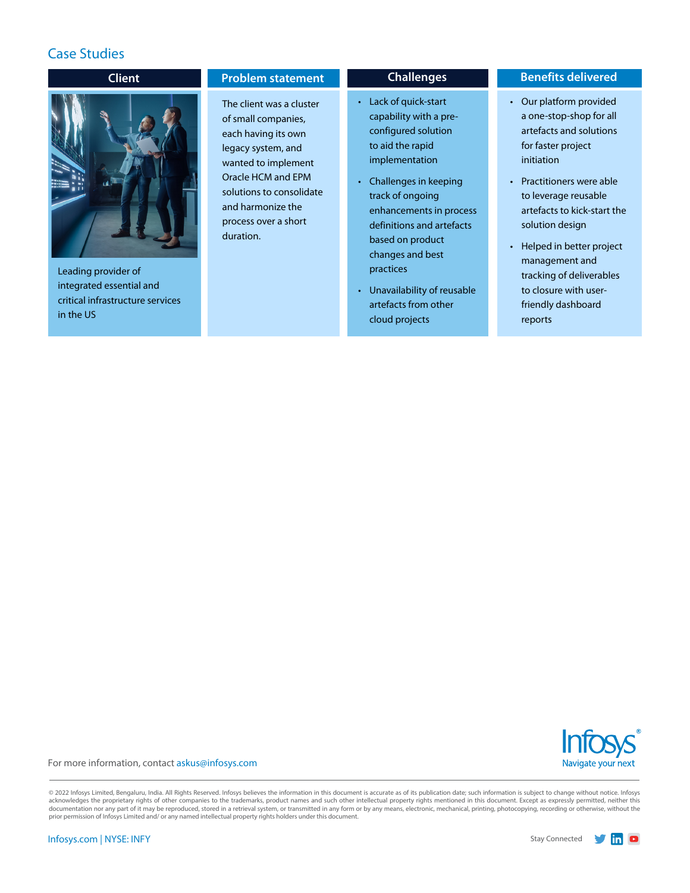## Case Studies

| Client | Problem statement | Challenges | Benefits delivered |
|---|---|---|---|
| Leading provider of integrated essential and critical infrastructure services in the US | The client was a cluster of small companies, each having its own legacy system, and wanted to implement Oracle HCM and EPM solutions to consolidate and harmonize the process over a short duration. | • Lack of quick-start capability with a pre-configured solution to aid the rapid implementation<br>• Challenges in keeping track of ongoing enhancements in process definitions and artefacts based on product changes and best practices<br>• Unavailability of reusable artefacts from other cloud projects | • Our platform provided a one-stop-shop for all artefacts and solutions for faster project initiation<br>• Practitioners were able to leverage reusable artefacts to kick-start the solution design<br>• Helped in better project management and tracking of deliverables to closure with user-friendly dashboard reports |

For more information, contact askus@infosys.com

Infosys® Navigate your next

© 2022 Infosys Limited, Bengaluru, India. All Rights Reserved. Infosys believes the information in this document is accurate as of its publication date; such information is subject to change without notice. Infosys acknowledges the proprietary rights of other companies to the trademarks, product names and such other intellectual property rights mentioned in this document. Except as expressly permitted, neither this documentation nor any part of it may be reproduced, stored in a retrieval system, or transmitted in any form or by any means, electronic, mechanical, printing, photocopying, recording or otherwise, without the prior permission of Infosys Limited and/ or any named intellectual property rights holders under this document.

Infosys.com | NYSE: INFY

Stay Connected